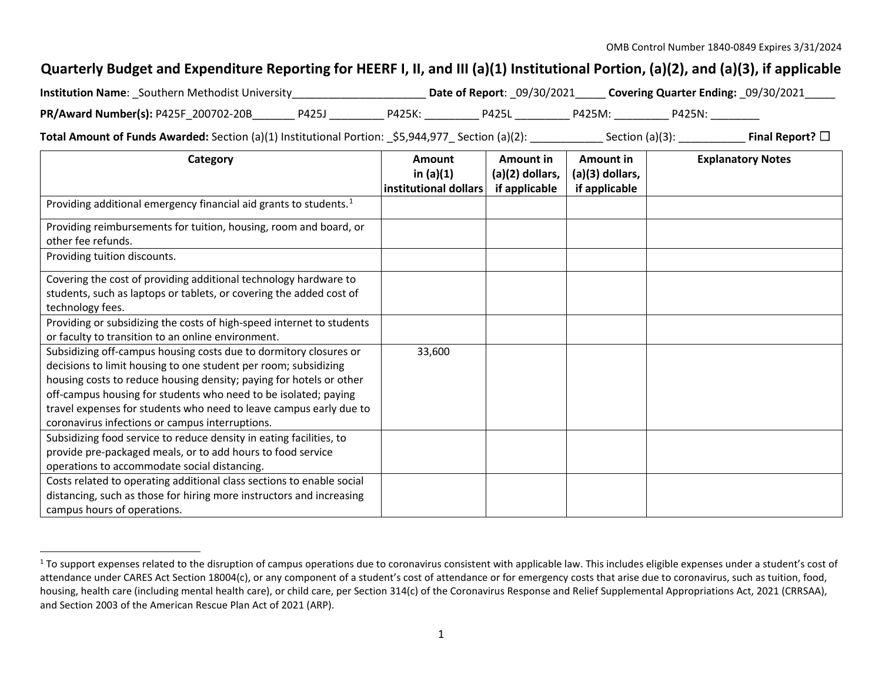OMB Control Number 1840-0849 Expires 3/31/2024

# Quarterly Budget and Expenditure Reporting for HEERF I, II, and III (a)(1) Institutional Portion, (a)(2), and (a)(3), if applicable

**Institution Name**: _Southern Methodist University______________________ **Date of Report**: _09/30/2021_____ **Covering Quarter Ending:** _09/30/2021_____

**PR/Award Number(s):** P425F_200702-20B_______ P425J _________ P425K: _________ P425L _________ P425M: _________ P425N: ________

**Total Amount of Funds Awarded:** Section (a)(1) Institutional Portion: _$5,944,977_ Section (a)(2): ____________ Section (a)(3): ___________ **Final Report?** ☐

| Category | Amount in (a)(1) institutional dollars | Amount in (a)(2) dollars, if applicable | Amount in (a)(3) dollars, if applicable | Explanatory Notes |
|---|---|---|---|---|
| Providing additional emergency financial aid grants to students.[1] | | | | |
| Providing reimbursements for tuition, housing, room and board, or other fee refunds. | | | | |
| Providing tuition discounts. | | | | |
| Covering the cost of providing additional technology hardware to students, such as laptops or tablets, or covering the added cost of technology fees. | | | | |
| Providing or subsidizing the costs of high-speed internet to students or faculty to transition to an online environment. | | | | |
| Subsidizing off-campus housing costs due to dormitory closures or decisions to limit housing to one student per room; subsidizing housing costs to reduce housing density; paying for hotels or other off-campus housing for students who need to be isolated; paying travel expenses for students who need to leave campus early due to coronavirus infections or campus interruptions. | 33,600 | | | |
| Subsidizing food service to reduce density in eating facilities, to provide pre-packaged meals, or to add hours to food service operations to accommodate social distancing. | | | | |
| Costs related to operating additional class sections to enable social distancing, such as those for hiring more instructors and increasing campus hours of operations. | | | | |

[1] To support expenses related to the disruption of campus operations due to coronavirus consistent with applicable law. This includes eligible expenses under a student's cost of attendance under CARES Act Section 18004(c), or any component of a student's cost of attendance or for emergency costs that arise due to coronavirus, such as tuition, food, housing, health care (including mental health care), or child care, per Section 314(c) of the Coronavirus Response and Relief Supplemental Appropriations Act, 2021 (CRRSAA), and Section 2003 of the American Rescue Plan Act of 2021 (ARP).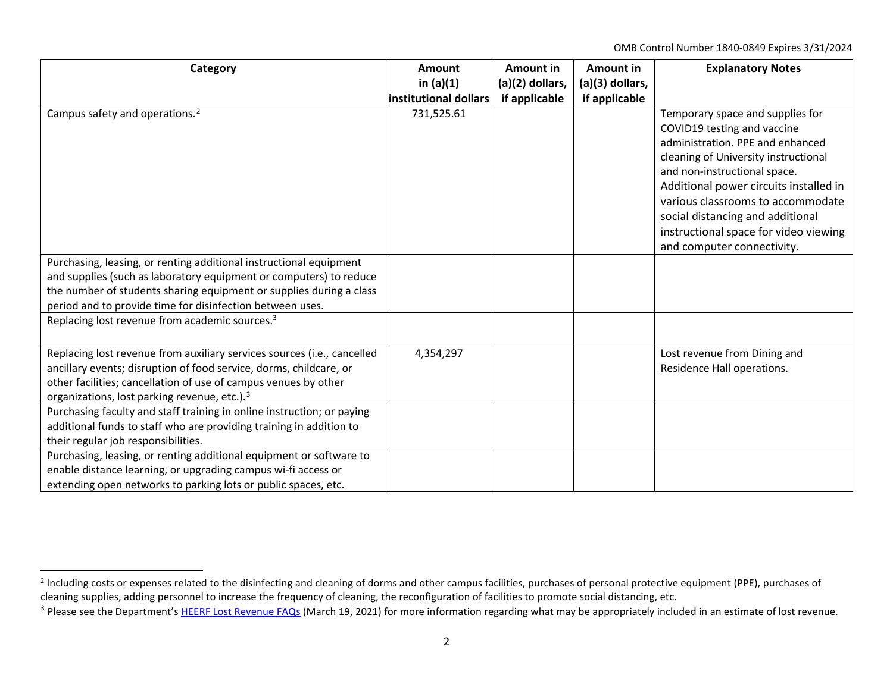| Category | Amount in (a)(1) institutional dollars | Amount in (a)(2) dollars, if applicable | Amount in (a)(3) dollars, if applicable | Explanatory Notes |
|---|---|---|---|---|
| Campus safety and operations.[2] | 731,525.61 | | | Temporary space and supplies for COVID19 testing and vaccine administration. PPE and enhanced cleaning of University instructional and non-instructional space. Additional power circuits installed in various classrooms to accommodate social distancing and additional instructional space for video viewing and computer connectivity. |
| Purchasing, leasing, or renting additional instructional equipment and supplies (such as laboratory equipment or computers) to reduce the number of students sharing equipment or supplies during a class period and to provide time for disinfection between uses. | | | | |
| Replacing lost revenue from academic sources.[3] | | | | |
| Replacing lost revenue from auxiliary services sources (i.e., cancelled ancillary events; disruption of food service, dorms, childcare, or other facilities; cancellation of use of campus venues by other organizations, lost parking revenue, etc.).[3] | 4,354,297 | | | Lost revenue from Dining and Residence Hall operations. |
| Purchasing faculty and staff training in online instruction; or paying additional funds to staff who are providing training in addition to their regular job responsibilities. | | | | |
| Purchasing, leasing, or renting additional equipment or software to enable distance learning, or upgrading campus wi-fi access or extending open networks to parking lots or public spaces, etc. | | | | |

[2] Including costs or expenses related to the disinfecting and cleaning of dorms and other campus facilities, purchases of personal protective equipment (PPE), purchases of cleaning supplies, adding personnel to increase the frequency of cleaning, the reconfiguration of facilities to promote social distancing, etc.

[3] Please see the Department's HEERF Lost Revenue FAQs (March 19, 2021) for more information regarding what may be appropriately included in an estimate of lost revenue.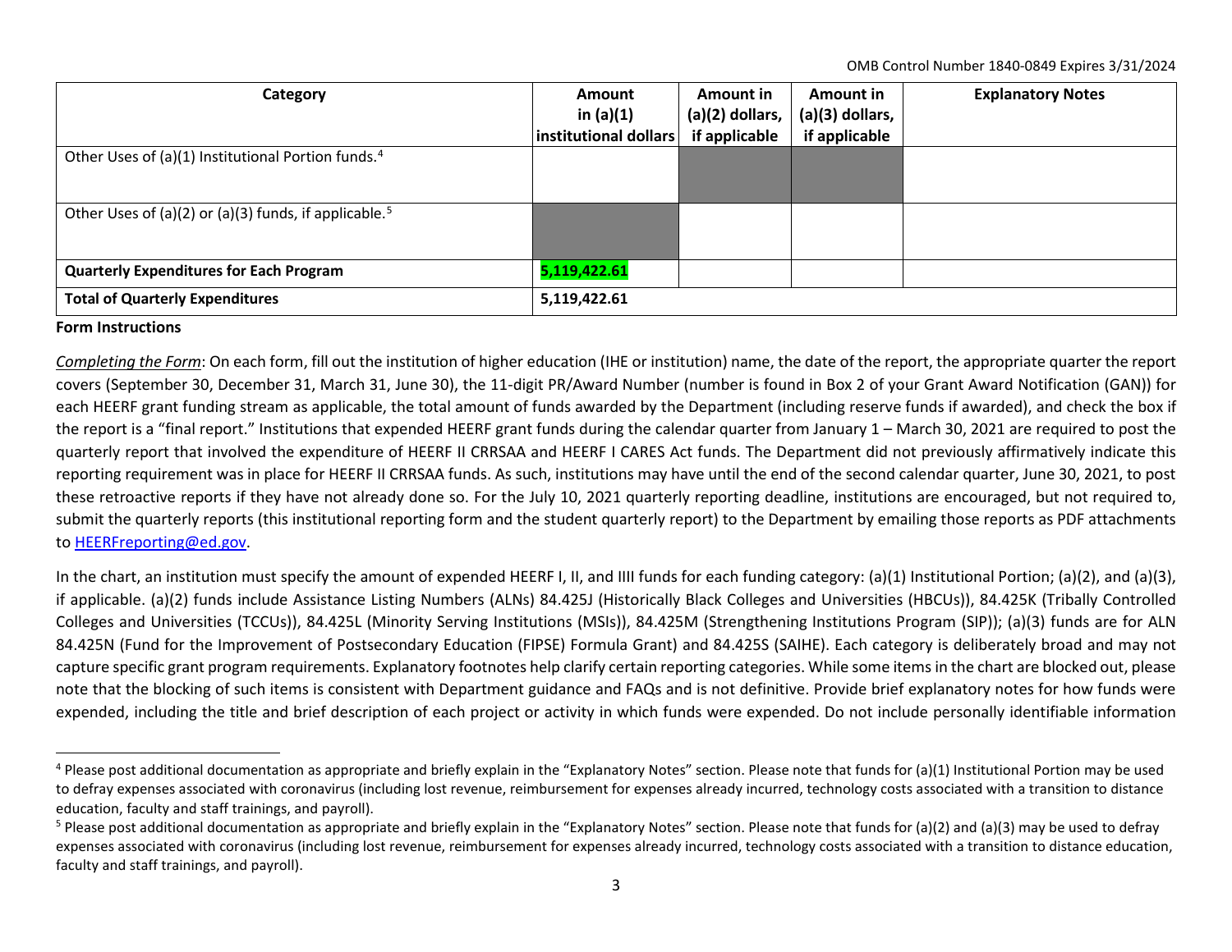OMB Control Number 1840-0849 Expires 3/31/2024

| Category | Amount in (a)(1) institutional dollars | Amount in (a)(2) dollars, if applicable | Amount in (a)(3) dollars, if applicable | Explanatory Notes |
|---|---|---|---|---|
| Other Uses of (a)(1) Institutional Portion funds.[4] | | | | |
| Other Uses of (a)(2) or (a)(3) funds, if applicable.[5] | | | | |
| **Quarterly Expenditures for Each Program** | **5,119,422.61** | | | |
| **Total of Quarterly Expenditures** | **5,119,422.61** | | | |

**Form Instructions**

*Completing the Form*: On each form, fill out the institution of higher education (IHE or institution) name, the date of the report, the appropriate quarter the report covers (September 30, December 31, March 31, June 30), the 11-digit PR/Award Number (number is found in Box 2 of your Grant Award Notification (GAN)) for each HEERF grant funding stream as applicable, the total amount of funds awarded by the Department (including reserve funds if awarded), and check the box if the report is a "final report." Institutions that expended HEERF grant funds during the calendar quarter from January 1 – March 30, 2021 are required to post the quarterly report that involved the expenditure of HEERF II CRRSAA and HEERF I CARES Act funds. The Department did not previously affirmatively indicate this reporting requirement was in place for HEERF II CRRSAA funds. As such, institutions may have until the end of the second calendar quarter, June 30, 2021, to post these retroactive reports if they have not already done so. For the July 10, 2021 quarterly reporting deadline, institutions are encouraged, but not required to, submit the quarterly reports (this institutional reporting form and the student quarterly report) to the Department by emailing those reports as PDF attachments to HEERFreporting@ed.gov.

In the chart, an institution must specify the amount of expended HEERF I, II, and IIII funds for each funding category: (a)(1) Institutional Portion; (a)(2), and (a)(3), if applicable. (a)(2) funds include Assistance Listing Numbers (ALNs) 84.425J (Historically Black Colleges and Universities (HBCUs)), 84.425K (Tribally Controlled Colleges and Universities (TCCUs)), 84.425L (Minority Serving Institutions (MSIs)), 84.425M (Strengthening Institutions Program (SIP)); (a)(3) funds are for ALN 84.425N (Fund for the Improvement of Postsecondary Education (FIPSE) Formula Grant) and 84.425S (SAIHE). Each category is deliberately broad and may not capture specific grant program requirements. Explanatory footnotes help clarify certain reporting categories. While some items in the chart are blocked out, please note that the blocking of such items is consistent with Department guidance and FAQs and is not definitive. Provide brief explanatory notes for how funds were expended, including the title and brief description of each project or activity in which funds were expended. Do not include personally identifiable information

[4] Please post additional documentation as appropriate and briefly explain in the "Explanatory Notes" section. Please note that funds for (a)(1) Institutional Portion may be used to defray expenses associated with coronavirus (including lost revenue, reimbursement for expenses already incurred, technology costs associated with a transition to distance education, faculty and staff trainings, and payroll).

[5] Please post additional documentation as appropriate and briefly explain in the "Explanatory Notes" section. Please note that funds for (a)(2) and (a)(3) may be used to defray expenses associated with coronavirus (including lost revenue, reimbursement for expenses already incurred, technology costs associated with a transition to distance education, faculty and staff trainings, and payroll).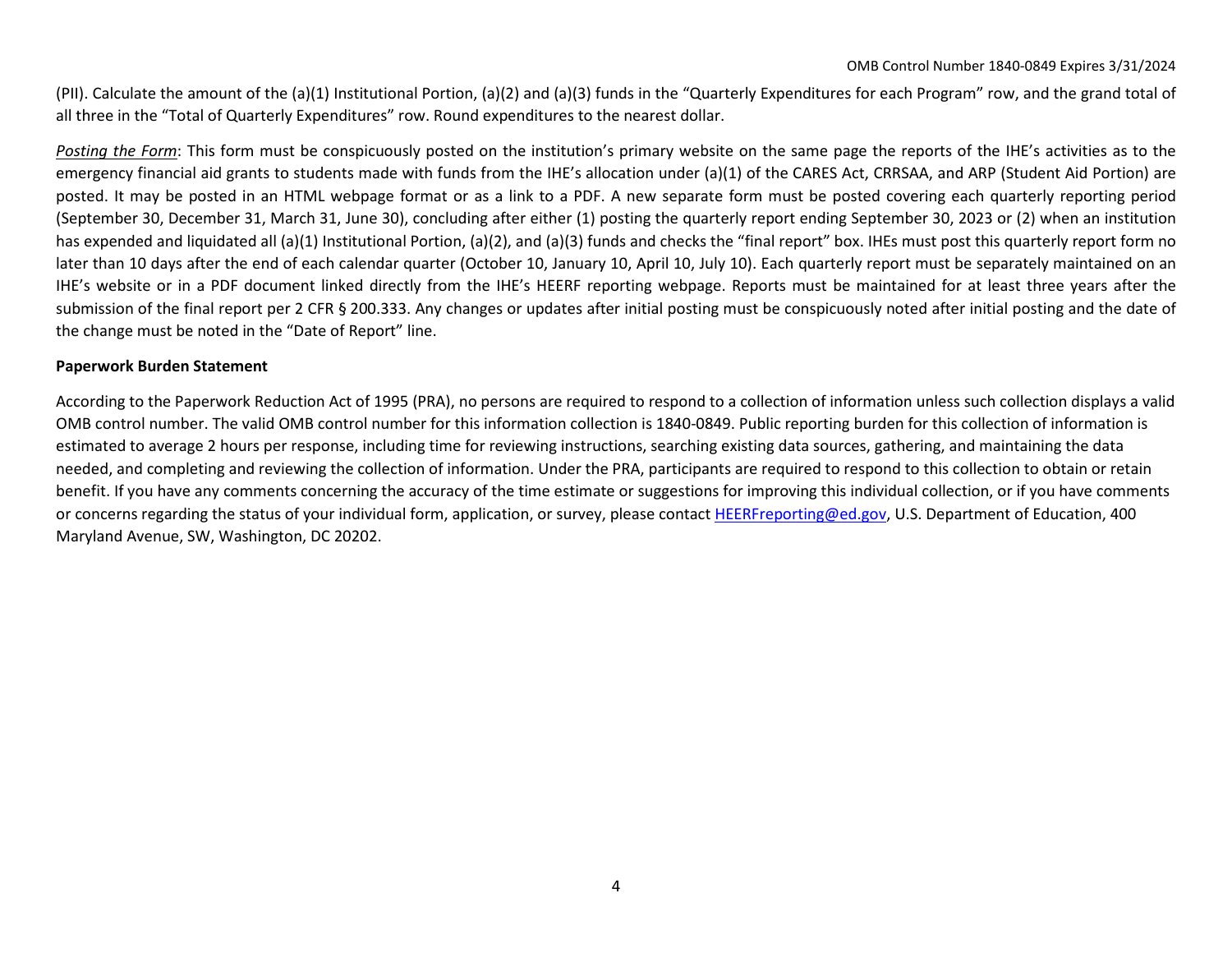(PII). Calculate the amount of the (a)(1) Institutional Portion, (a)(2) and (a)(3) funds in the "Quarterly Expenditures for each Program" row, and the grand total of all three in the "Total of Quarterly Expenditures" row. Round expenditures to the nearest dollar.

*Posting the Form*: This form must be conspicuously posted on the institution's primary website on the same page the reports of the IHE's activities as to the emergency financial aid grants to students made with funds from the IHE's allocation under (a)(1) of the CARES Act, CRRSAA, and ARP (Student Aid Portion) are posted. It may be posted in an HTML webpage format or as a link to a PDF. A new separate form must be posted covering each quarterly reporting period (September 30, December 31, March 31, June 30), concluding after either (1) posting the quarterly report ending September 30, 2023 or (2) when an institution has expended and liquidated all (a)(1) Institutional Portion, (a)(2), and (a)(3) funds and checks the "final report" box. IHEs must post this quarterly report form no later than 10 days after the end of each calendar quarter (October 10, January 10, April 10, July 10). Each quarterly report must be separately maintained on an IHE's website or in a PDF document linked directly from the IHE's HEERF reporting webpage. Reports must be maintained for at least three years after the submission of the final report per 2 CFR § 200.333. Any changes or updates after initial posting must be conspicuously noted after initial posting and the date of the change must be noted in the "Date of Report" line.

**Paperwork Burden Statement**

According to the Paperwork Reduction Act of 1995 (PRA), no persons are required to respond to a collection of information unless such collection displays a valid OMB control number. The valid OMB control number for this information collection is 1840-0849. Public reporting burden for this collection of information is estimated to average 2 hours per response, including time for reviewing instructions, searching existing data sources, gathering, and maintaining the data needed, and completing and reviewing the collection of information. Under the PRA, participants are required to respond to this collection to obtain or retain benefit. If you have any comments concerning the accuracy of the time estimate or suggestions for improving this individual collection, or if you have comments or concerns regarding the status of your individual form, application, or survey, please contact HEERFreporting@ed.gov, U.S. Department of Education, 400 Maryland Avenue, SW, Washington, DC 20202.